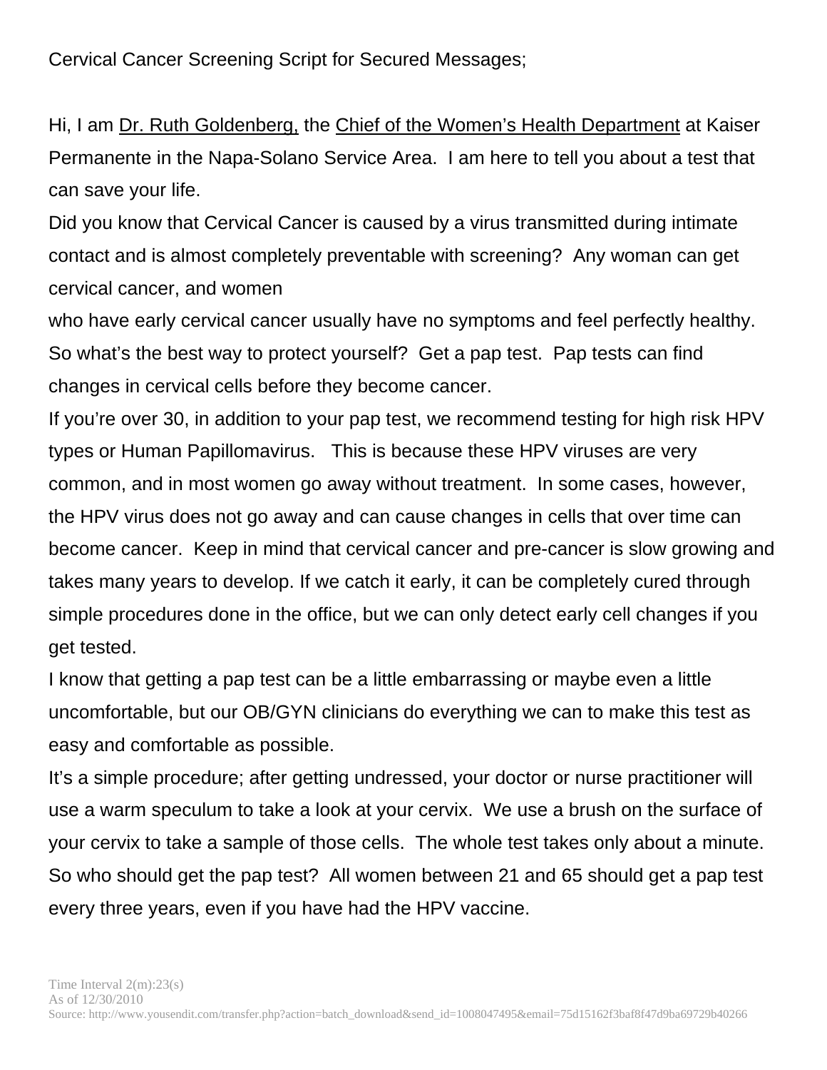Cervical Cancer Screening Script for Secured Messages;

Hi, I am <u>Dr. Ruth Goldenberg,</u> the <u>Chief of the Women's Health Department</u> at Kaiser Permanente in the Napa-Solano Service Area. I am here to tell you about a test that can save your life.

Did you know that Cervical Cancer is caused by a virus transmitted during intimate contact and is almost completely preventable with screening? Any woman can get cervical cancer, and women who have early cervical cancer usually have no symptoms and feel perfectly healthy. So what's the best way to protect yourself? Get a pap test. Pap tests can find changes in cervical cells before they become cancer.

If you're over 30, in addition to your pap test, we recommend testing for high risk HPV types or Human Papillomavirus. This is because these HPV viruses are very common, and in most women go away without treatment. In some cases, however, the HPV virus does not go away and can cause changes in cells that over time can become cancer. Keep in mind that cervical cancer and pre-cancer is slow growing and takes many years to develop. If we catch it early, it can be completely cured through simple procedures done in the office, but we can only detect early cell changes if you get tested.

I know that getting a pap test can be a little embarrassing or maybe even a little uncomfortable, but our OB/GYN clinicians do everything we can to make this test as easy and comfortable as possible.

It's a simple procedure; after getting undressed, your doctor or nurse practitioner will use a warm speculum to take a look at your cervix. We use a brush on the surface of your cervix to take a sample of those cells. The whole test takes only about a minute.

So who should get the pap test? All women between 21 and 65 should get a pap test every three years, even if you have had the HPV vaccine.

Time Interval 2(m):23(s)
As of 12/30/2010
Source: http://www.yousendit.com/transfer.php?action=batch_download&send_id=1008047495&email=75d15162f3baf8f47d9ba69729b40266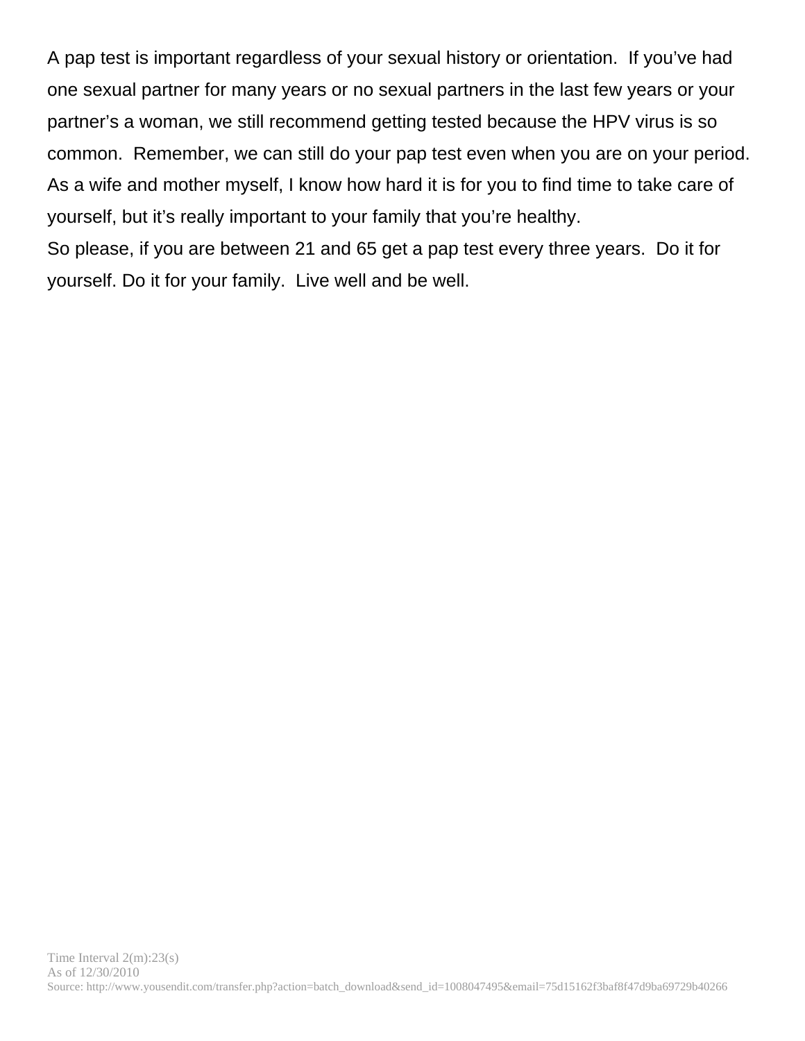A pap test is important regardless of your sexual history or orientation. If you've had one sexual partner for many years or no sexual partners in the last few years or your partner's a woman, we still recommend getting tested because the HPV virus is so common. Remember, we can still do your pap test even when you are on your period. As a wife and mother myself, I know how hard it is for you to find time to take care of yourself, but it's really important to your family that you're healthy.

So please, if you are between 21 and 65 get a pap test every three years. Do it for yourself. Do it for your family. Live well and be well.

Time Interval 2(m):23(s)
As of 12/30/2010
Source: http://www.yousendit.com/transfer.php?action=batch_download&send_id=1008047495&email=75d15162f3baf8f47d9ba69729b40266